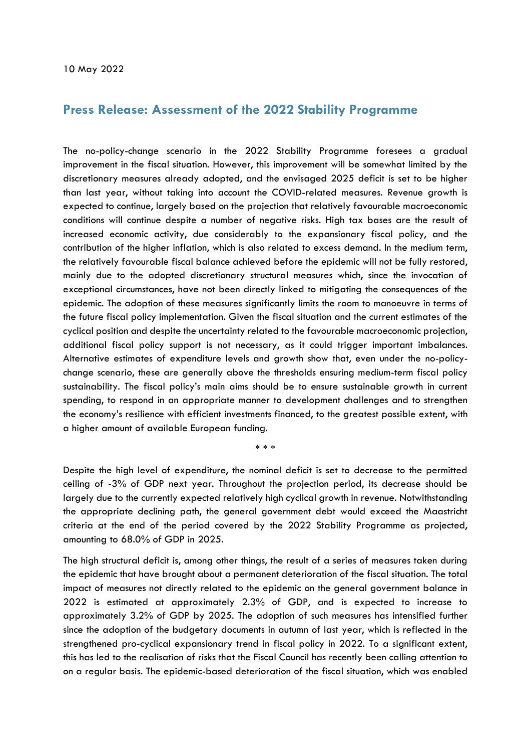10 May 2022

## Press Release: Assessment of the 2022 Stability Programme

The no-policy-change scenario in the 2022 Stability Programme foresees a gradual improvement in the fiscal situation. However, this improvement will be somewhat limited by the discretionary measures already adopted, and the envisaged 2025 deficit is set to be higher than last year, without taking into account the COVID-related measures. Revenue growth is expected to continue, largely based on the projection that relatively favourable macroeconomic conditions will continue despite a number of negative risks. High tax bases are the result of increased economic activity, due considerably to the expansionary fiscal policy, and the contribution of the higher inflation, which is also related to excess demand. In the medium term, the relatively favourable fiscal balance achieved before the epidemic will not be fully restored, mainly due to the adopted discretionary structural measures which, since the invocation of exceptional circumstances, have not been directly linked to mitigating the consequences of the epidemic. The adoption of these measures significantly limits the room to manoeuvre in terms of the future fiscal policy implementation. Given the fiscal situation and the current estimates of the cyclical position and despite the uncertainty related to the favourable macroeconomic projection, additional fiscal policy support is not necessary, as it could trigger important imbalances. Alternative estimates of expenditure levels and growth show that, even under the no-policy-change scenario, these are generally above the thresholds ensuring medium-term fiscal policy sustainability. The fiscal policy's main aims should be to ensure sustainable growth in current spending, to respond in an appropriate manner to development challenges and to strengthen the economy's resilience with efficient investments financed, to the greatest possible extent, with a higher amount of available European funding.

\* \* \*

Despite the high level of expenditure, the nominal deficit is set to decrease to the permitted ceiling of -3% of GDP next year. Throughout the projection period, its decrease should be largely due to the currently expected relatively high cyclical growth in revenue. Notwithstanding the appropriate declining path, the general government debt would exceed the Maastricht criteria at the end of the period covered by the 2022 Stability Programme as projected, amounting to 68.0% of GDP in 2025.

The high structural deficit is, among other things, the result of a series of measures taken during the epidemic that have brought about a permanent deterioration of the fiscal situation. The total impact of measures not directly related to the epidemic on the general government balance in 2022 is estimated at approximately 2.3% of GDP, and is expected to increase to approximately 3.2% of GDP by 2025. The adoption of such measures has intensified further since the adoption of the budgetary documents in autumn of last year, which is reflected in the strengthened pro-cyclical expansionary trend in fiscal policy in 2022. To a significant extent, this has led to the realisation of risks that the Fiscal Council has recently been calling attention to on a regular basis. The epidemic-based deterioration of the fiscal situation, which was enabled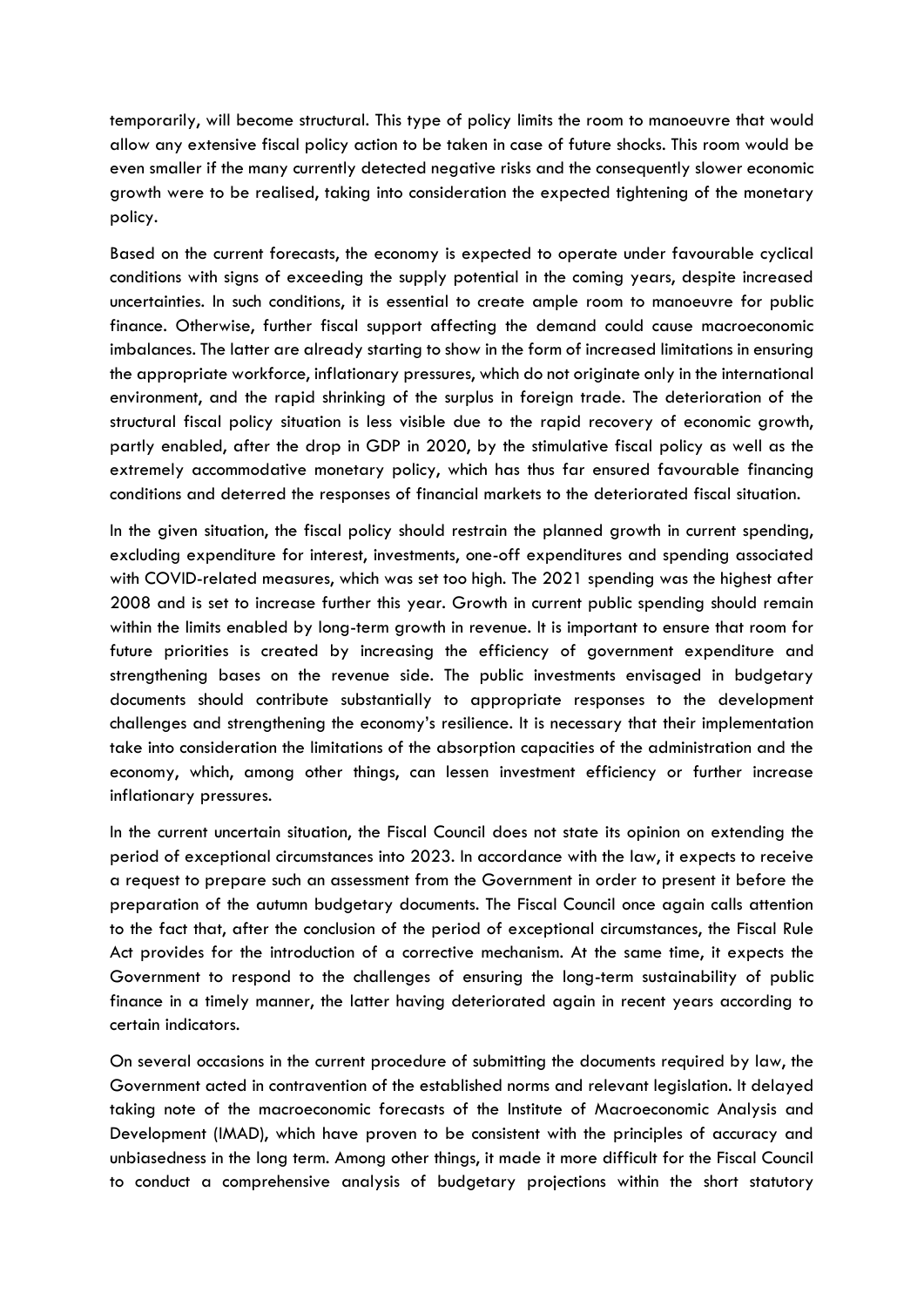temporarily, will become structural. This type of policy limits the room to manoeuvre that would allow any extensive fiscal policy action to be taken in case of future shocks. This room would be even smaller if the many currently detected negative risks and the consequently slower economic growth were to be realised, taking into consideration the expected tightening of the monetary policy.

Based on the current forecasts, the economy is expected to operate under favourable cyclical conditions with signs of exceeding the supply potential in the coming years, despite increased uncertainties. In such conditions, it is essential to create ample room to manoeuvre for public finance. Otherwise, further fiscal support affecting the demand could cause macroeconomic imbalances. The latter are already starting to show in the form of increased limitations in ensuring the appropriate workforce, inflationary pressures, which do not originate only in the international environment, and the rapid shrinking of the surplus in foreign trade. The deterioration of the structural fiscal policy situation is less visible due to the rapid recovery of economic growth, partly enabled, after the drop in GDP in 2020, by the stimulative fiscal policy as well as the extremely accommodative monetary policy, which has thus far ensured favourable financing conditions and deterred the responses of financial markets to the deteriorated fiscal situation.

In the given situation, the fiscal policy should restrain the planned growth in current spending, excluding expenditure for interest, investments, one-off expenditures and spending associated with COVID-related measures, which was set too high. The 2021 spending was the highest after 2008 and is set to increase further this year. Growth in current public spending should remain within the limits enabled by long-term growth in revenue. It is important to ensure that room for future priorities is created by increasing the efficiency of government expenditure and strengthening bases on the revenue side. The public investments envisaged in budgetary documents should contribute substantially to appropriate responses to the development challenges and strengthening the economy's resilience. It is necessary that their implementation take into consideration the limitations of the absorption capacities of the administration and the economy, which, among other things, can lessen investment efficiency or further increase inflationary pressures.

In the current uncertain situation, the Fiscal Council does not state its opinion on extending the period of exceptional circumstances into 2023. In accordance with the law, it expects to receive a request to prepare such an assessment from the Government in order to present it before the preparation of the autumn budgetary documents. The Fiscal Council once again calls attention to the fact that, after the conclusion of the period of exceptional circumstances, the Fiscal Rule Act provides for the introduction of a corrective mechanism. At the same time, it expects the Government to respond to the challenges of ensuring the long-term sustainability of public finance in a timely manner, the latter having deteriorated again in recent years according to certain indicators.

On several occasions in the current procedure of submitting the documents required by law, the Government acted in contravention of the established norms and relevant legislation. It delayed taking note of the macroeconomic forecasts of the Institute of Macroeconomic Analysis and Development (IMAD), which have proven to be consistent with the principles of accuracy and unbiasedness in the long term. Among other things, it made it more difficult for the Fiscal Council to conduct a comprehensive analysis of budgetary projections within the short statutory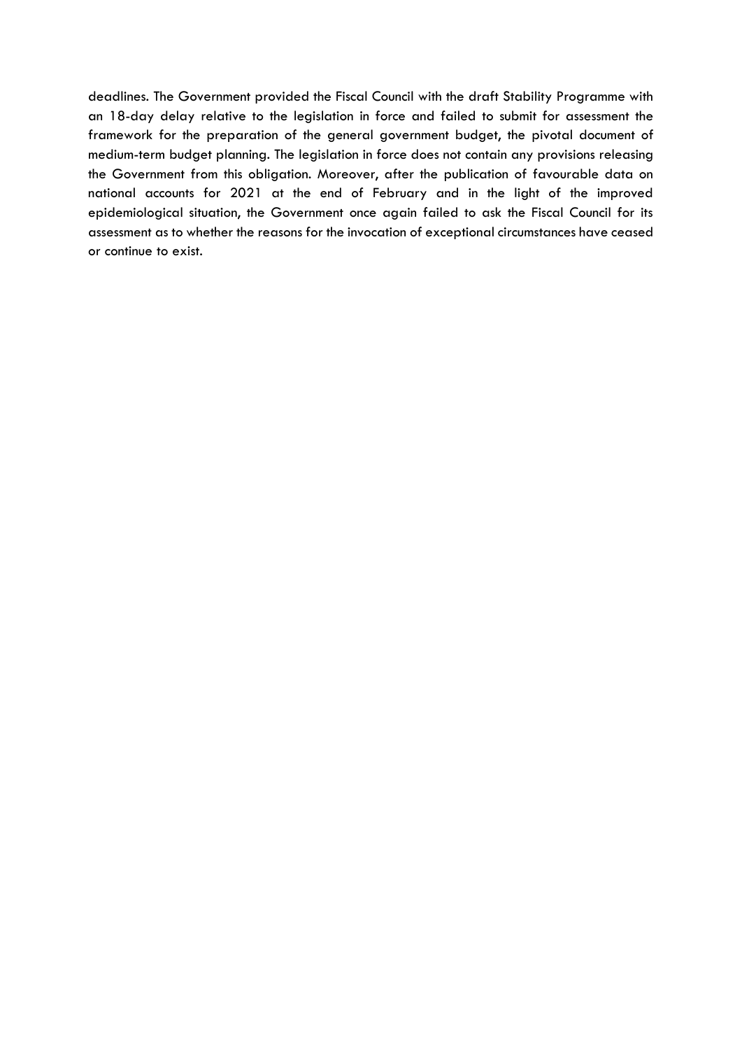deadlines. The Government provided the Fiscal Council with the draft Stability Programme with an 18-day delay relative to the legislation in force and failed to submit for assessment the framework for the preparation of the general government budget, the pivotal document of medium-term budget planning. The legislation in force does not contain any provisions releasing the Government from this obligation. Moreover, after the publication of favourable data on national accounts for 2021 at the end of February and in the light of the improved epidemiological situation, the Government once again failed to ask the Fiscal Council for its assessment as to whether the reasons for the invocation of exceptional circumstances have ceased or continue to exist.